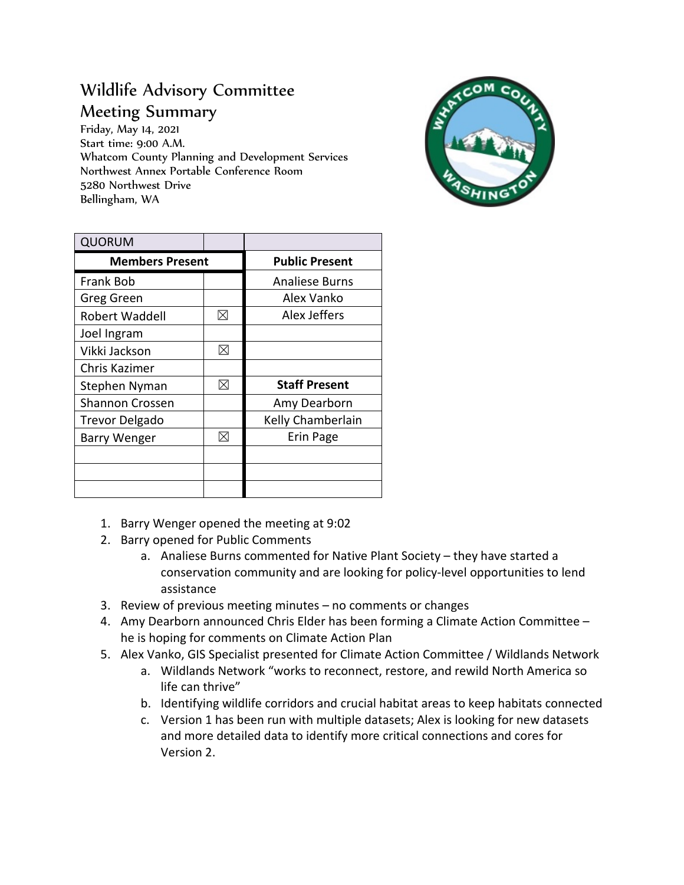# Wildlife Advisory Committee
## Meeting Summary

Friday, May 14, 2021
Start time: 9:00 A.M.
Whatcom County Planning and Development Services
Northwest Annex Portable Conference Room
5280 Northwest Drive
Bellingham, WA

| QUORUM | | |
|---|---|---|
| **Members Present** | | **Public Present** |
| Frank Bob | | Analiese Burns |
| Greg Green | | Alex Vanko |
| Robert Waddell | ☒ | Alex Jeffers |
| Joel Ingram | | |
| Vikki Jackson | ☒ | |
| Chris Kazimer | | |
| Stephen Nyman | ☒ | **Staff Present** |
| Shannon Crossen | | Amy Dearborn |
| Trevor Delgado | | Kelly Chamberlain |
| Barry Wenger | ☒ | Erin Page |
| | | |
| | | |
| | | |

1. Barry Wenger opened the meeting at 9:02
2. Barry opened for Public Comments
   a. Analiese Burns commented for Native Plant Society – they have started a conservation community and are looking for policy-level opportunities to lend assistance
3. Review of previous meeting minutes – no comments or changes
4. Amy Dearborn announced Chris Elder has been forming a Climate Action Committee – he is hoping for comments on Climate Action Plan
5. Alex Vanko, GIS Specialist presented for Climate Action Committee / Wildlands Network
   a. Wildlands Network "works to reconnect, restore, and rewild North America so life can thrive"
   b. Identifying wildlife corridors and crucial habitat areas to keep habitats connected
   c. Version 1 has been run with multiple datasets; Alex is looking for new datasets and more detailed data to identify more critical connections and cores for Version 2.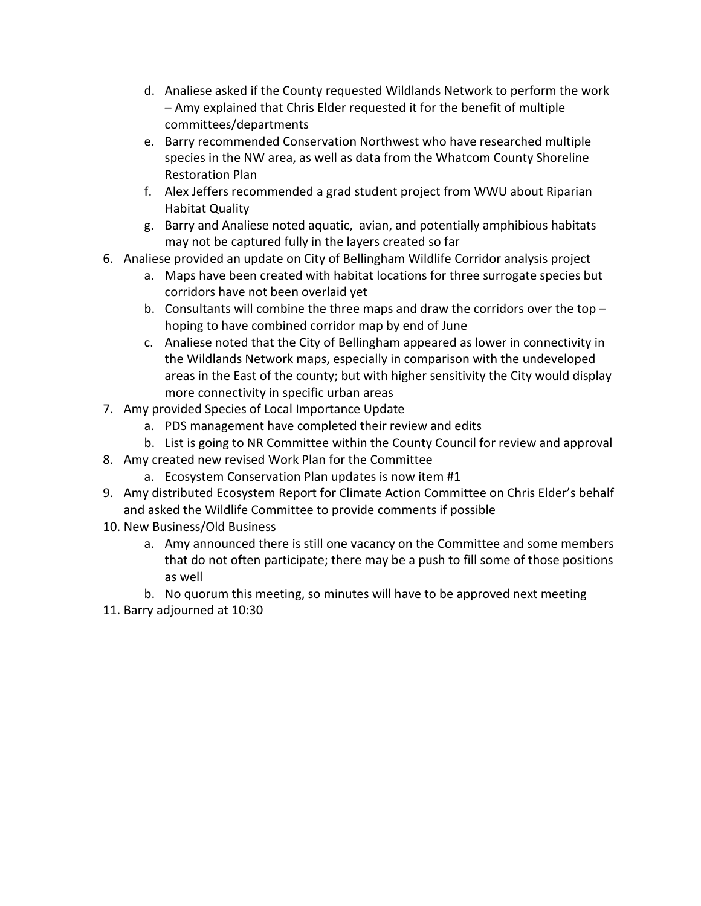d. Analiese asked if the County requested Wildlands Network to perform the work – Amy explained that Chris Elder requested it for the benefit of multiple committees/departments
   e. Barry recommended Conservation Northwest who have researched multiple species in the NW area, as well as data from the Whatcom County Shoreline Restoration Plan
   f. Alex Jeffers recommended a grad student project from WWU about Riparian Habitat Quality
   g. Barry and Analiese noted aquatic, avian, and potentially amphibious habitats may not be captured fully in the layers created so far

6. Analiese provided an update on City of Bellingham Wildlife Corridor analysis project
   a. Maps have been created with habitat locations for three surrogate species but corridors have not been overlaid yet
   b. Consultants will combine the three maps and draw the corridors over the top – hoping to have combined corridor map by end of June
   c. Analiese noted that the City of Bellingham appeared as lower in connectivity in the Wildlands Network maps, especially in comparison with the undeveloped areas in the East of the county; but with higher sensitivity the City would display more connectivity in specific urban areas
7. Amy provided Species of Local Importance Update
   a. PDS management have completed their review and edits
   b. List is going to NR Committee within the County Council for review and approval
8. Amy created new revised Work Plan for the Committee
   a. Ecosystem Conservation Plan updates is now item #1
9. Amy distributed Ecosystem Report for Climate Action Committee on Chris Elder's behalf and asked the Wildlife Committee to provide comments if possible
10. New Business/Old Business
    a. Amy announced there is still one vacancy on the Committee and some members that do not often participate; there may be a push to fill some of those positions as well
    b. No quorum this meeting, so minutes will have to be approved next meeting
11. Barry adjourned at 10:30